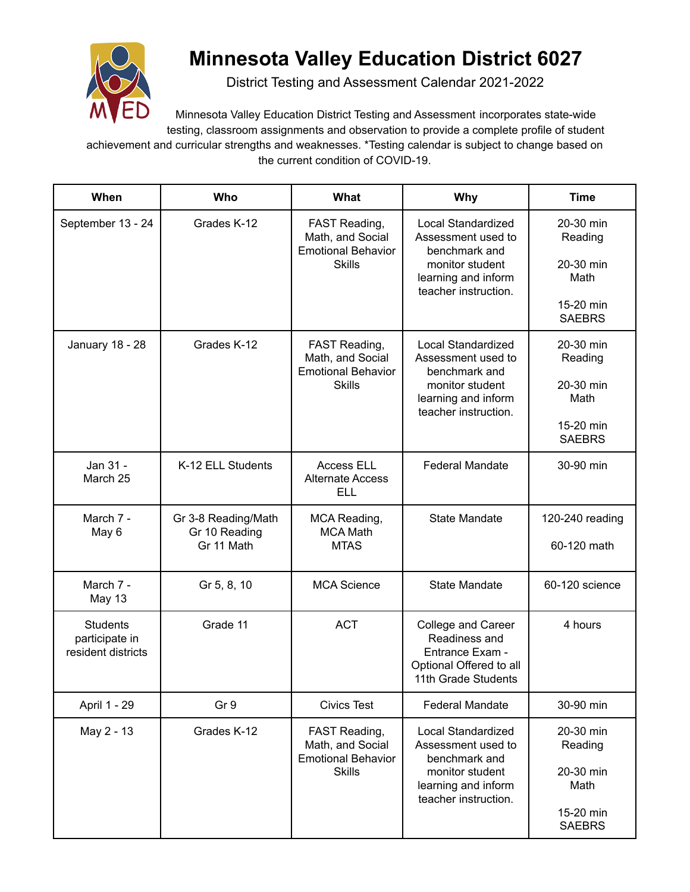# Minnesota Valley Education District 6027

District Testing and Assessment Calendar 2021-2022

Minnesota Valley Education District Testing and Assessment incorporates state-wide testing, classroom assignments and observation to provide a complete profile of student achievement and curricular strengths and weaknesses. *Testing calendar is subject to change based on the current condition of COVID-19.

| When | Who | What | Why | Time |
|---|---|---|---|---|
| September 13 - 24 | Grades K-12 | FAST Reading, Math, and Social Emotional Behavior Skills | Local Standardized Assessment used to benchmark and monitor student learning and inform teacher instruction. | 20-30 min Reading<br><br>20-30 min Math<br><br>15-20 min SAEBRS |
| January 18 - 28 | Grades K-12 | FAST Reading, Math, and Social Emotional Behavior Skills | Local Standardized Assessment used to benchmark and monitor student learning and inform teacher instruction. | 20-30 min Reading<br><br>20-30 min Math<br><br>15-20 min SAEBRS |
| Jan 31 - March 25 | K-12 ELL Students | Access ELL Alternate Access ELL | Federal Mandate | 30-90 min |
| March 7 - May 6 | Gr 3-8 Reading/Math<br>Gr 10 Reading<br>Gr 11 Math | MCA Reading, MCA Math MTAS | State Mandate | 120-240 reading<br><br>60-120 math |
| March 7 - May 13 | Gr 5, 8, 10 | MCA Science | State Mandate | 60-120 science |
| Students participate in resident districts | Grade 11 | ACT | College and Career Readiness and Entrance Exam - Optional Offered to all 11th Grade Students | 4 hours |
| April 1 - 29 | Gr 9 | Civics Test | Federal Mandate | 30-90 min |
| May 2 - 13 | Grades K-12 | FAST Reading, Math, and Social Emotional Behavior Skills | Local Standardized Assessment used to benchmark and monitor student learning and inform teacher instruction. | 20-30 min Reading<br><br>20-30 min Math<br><br>15-20 min SAEBRS |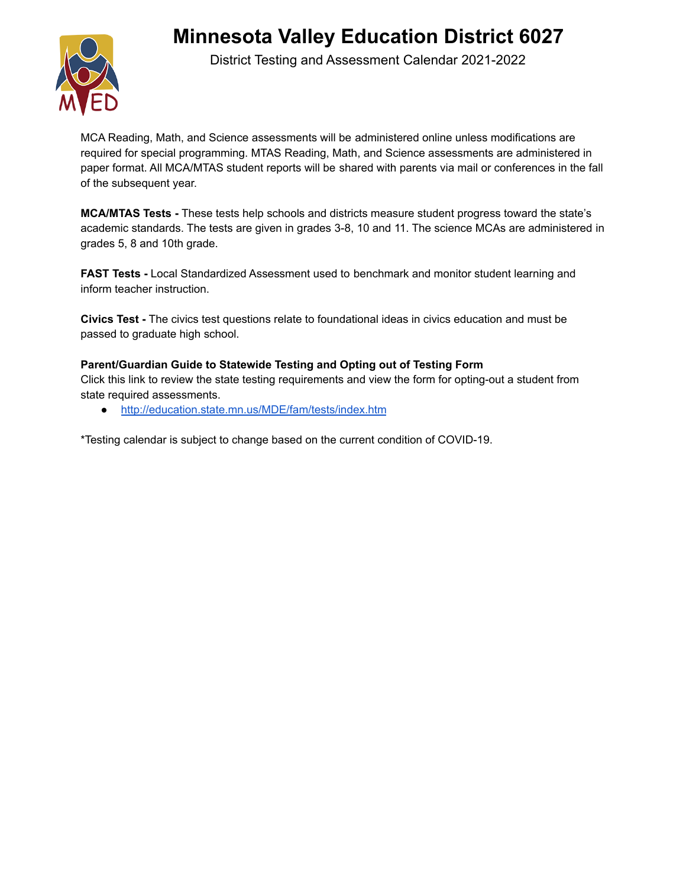# Minnesota Valley Education District 6027

District Testing and Assessment Calendar 2021-2022

MCA Reading, Math, and Science assessments will be administered online unless modifications are required for special programming. MTAS Reading, Math, and Science assessments are administered in paper format. All MCA/MTAS student reports will be shared with parents via mail or conferences in the fall of the subsequent year.

**MCA/MTAS Tests -** These tests help schools and districts measure student progress toward the state's academic standards. The tests are given in grades 3-8, 10 and 11. The science MCAs are administered in grades 5, 8 and 10th grade.

**FAST Tests -** Local Standardized Assessment used to benchmark and monitor student learning and inform teacher instruction.

**Civics Test -** The civics test questions relate to foundational ideas in civics education and must be passed to graduate high school.

**Parent/Guardian Guide to Statewide Testing and Opting out of Testing Form**
Click this link to review the state testing requirements and view the form for opting-out a student from state required assessments.

- http://education.state.mn.us/MDE/fam/tests/index.htm

*Testing calendar is subject to change based on the current condition of COVID-19.